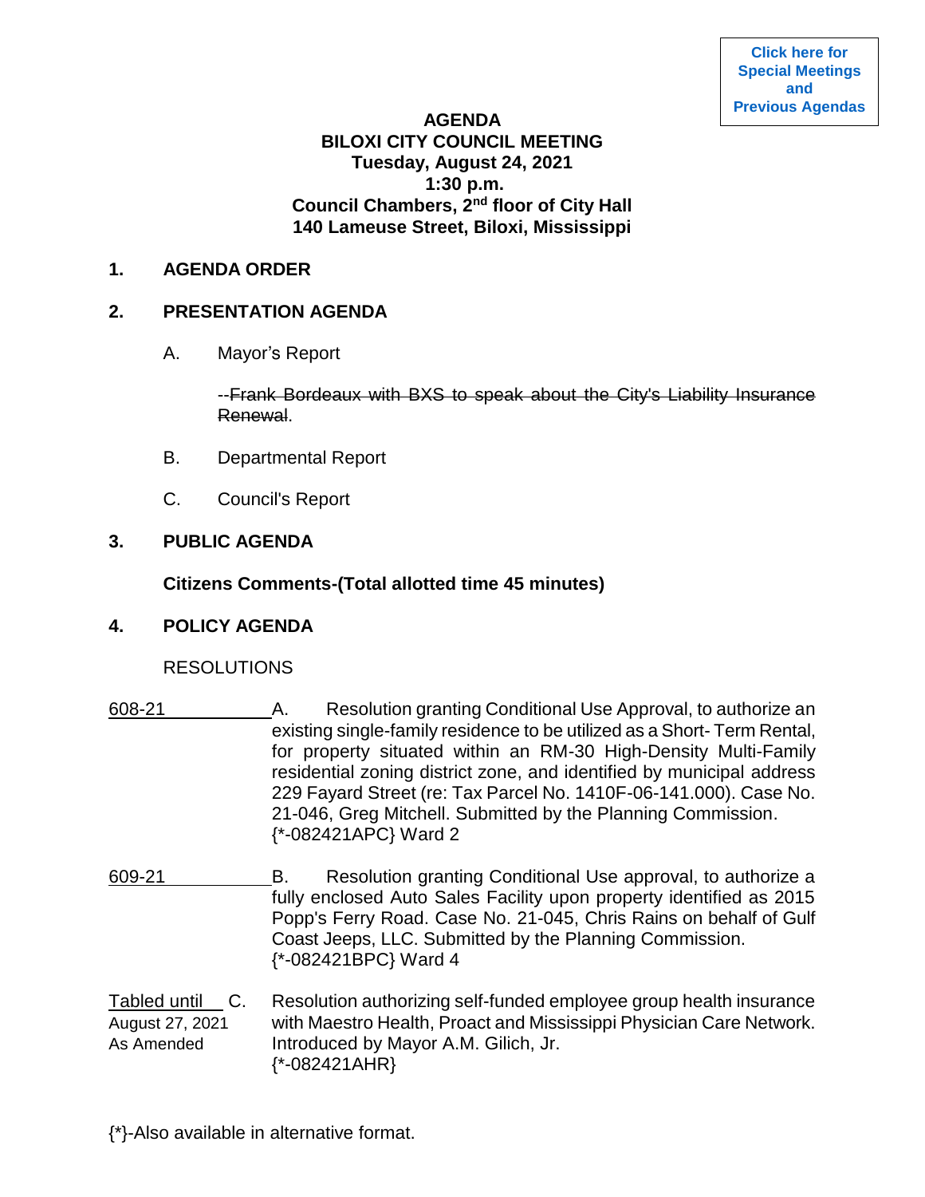Click here for Special Meetings and Previous Agendas

# AGENDA
## BILOXI CITY COUNCIL MEETING
**Tuesday, August 24, 2021**
**1:30 p.m.**
**Council Chambers, 2nd floor of City Hall**
**140 Lameuse Street, Biloxi, Mississippi**

## 1. AGENDA ORDER

## 2. PRESENTATION AGENDA

A. Mayor's Report

--~~Frank Bordeaux with BXS to speak about the City's Liability Insurance Renewal~~.

B. Departmental Report

C. Council's Report

## 3. PUBLIC AGENDA

**Citizens Comments-(Total allotted time 45 minutes)**

## 4. POLICY AGENDA

RESOLUTIONS

608-21 A. Resolution granting Conditional Use Approval, to authorize an existing single-family residence to be utilized as a Short- Term Rental, for property situated within an RM-30 High-Density Multi-Family residential zoning district zone, and identified by municipal address 229 Fayard Street (re: Tax Parcel No. 1410F-06-141.000). Case No. 21-046, Greg Mitchell. Submitted by the Planning Commission. {*-082421APC} Ward 2

609-21 B. Resolution granting Conditional Use approval, to authorize a fully enclosed Auto Sales Facility upon property identified as 2015 Popp's Ferry Road. Case No. 21-045, Chris Rains on behalf of Gulf Coast Jeeps, LLC. Submitted by the Planning Commission. {*-082421BPC} Ward 4

Tabled until August 27, 2021 As Amended C. Resolution authorizing self-funded employee group health insurance with Maestro Health, Proact and Mississippi Physician Care Network. Introduced by Mayor A.M. Gilich, Jr. {*-082421AHR}

{*}-Also available in alternative format.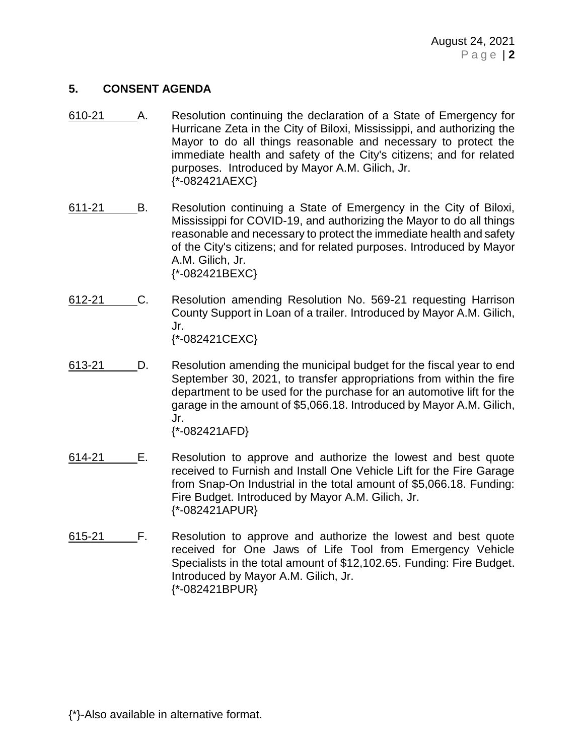## 5. CONSENT AGENDA

610-21 A. Resolution continuing the declaration of a State of Emergency for Hurricane Zeta in the City of Biloxi, Mississippi, and authorizing the Mayor to do all things reasonable and necessary to protect the immediate health and safety of the City's citizens; and for related purposes. Introduced by Mayor A.M. Gilich, Jr.
{*-082421AEXC}

611-21 B. Resolution continuing a State of Emergency in the City of Biloxi, Mississippi for COVID-19, and authorizing the Mayor to do all things reasonable and necessary to protect the immediate health and safety of the City's citizens; and for related purposes. Introduced by Mayor A.M. Gilich, Jr.
{*-082421BEXC}

612-21 C. Resolution amending Resolution No. 569-21 requesting Harrison County Support in Loan of a trailer. Introduced by Mayor A.M. Gilich, Jr.
{*-082421CEXC}

613-21 D. Resolution amending the municipal budget for the fiscal year to end September 30, 2021, to transfer appropriations from within the fire department to be used for the purchase for an automotive lift for the garage in the amount of $5,066.18. Introduced by Mayor A.M. Gilich, Jr.
{*-082421AFD}

614-21 E. Resolution to approve and authorize the lowest and best quote received to Furnish and Install One Vehicle Lift for the Fire Garage from Snap-On Industrial in the total amount of $5,066.18. Funding: Fire Budget. Introduced by Mayor A.M. Gilich, Jr.
{*-082421APUR}

615-21 F. Resolution to approve and authorize the lowest and best quote received for One Jaws of Life Tool from Emergency Vehicle Specialists in the total amount of $12,102.65. Funding: Fire Budget. Introduced by Mayor A.M. Gilich, Jr.
{*-082421BPUR}

{*}-Also available in alternative format.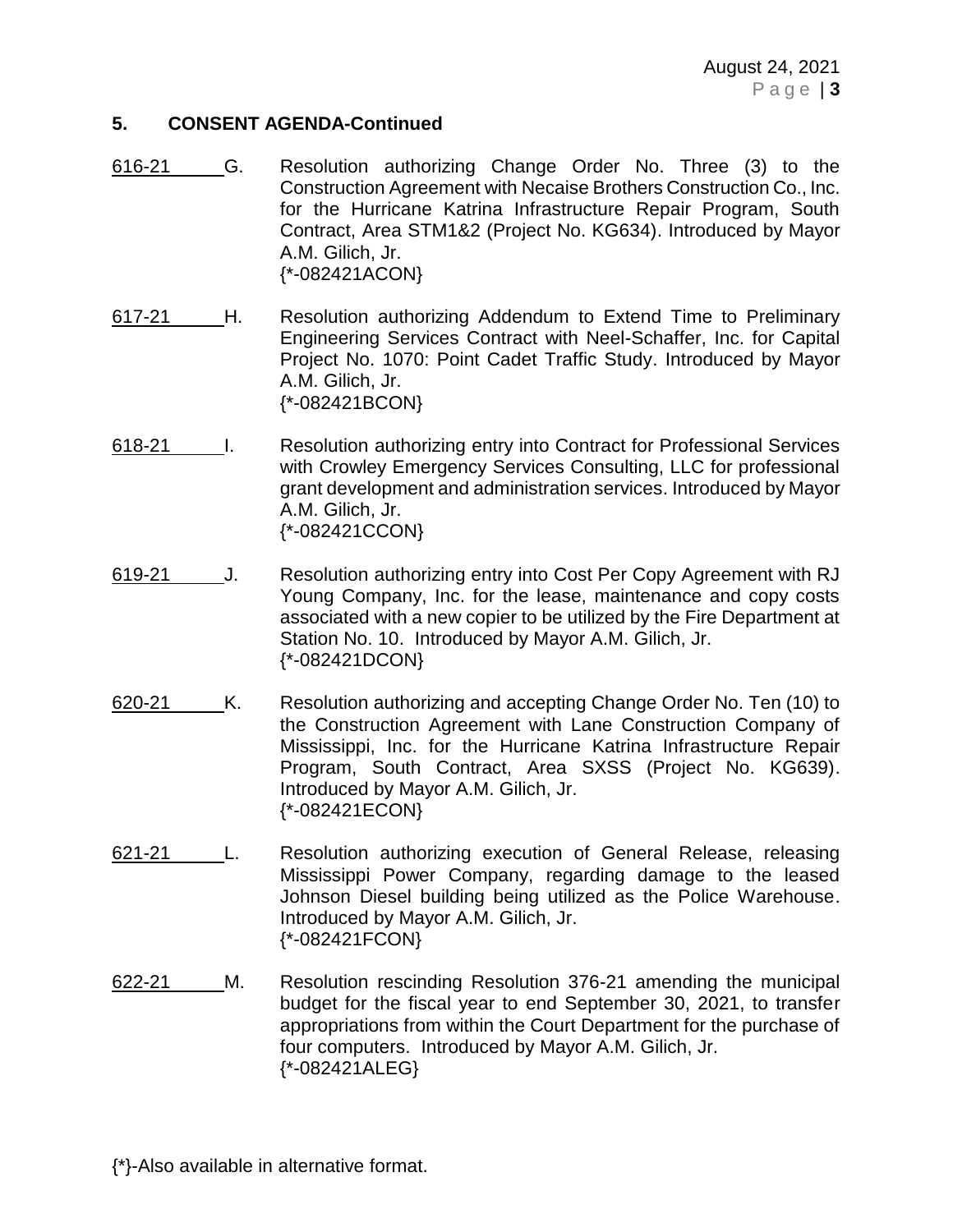## 5. CONSENT AGENDA-Continued

616-21 G. Resolution authorizing Change Order No. Three (3) to the Construction Agreement with Necaise Brothers Construction Co., Inc. for the Hurricane Katrina Infrastructure Repair Program, South Contract, Area STM1&2 (Project No. KG634). Introduced by Mayor A.M. Gilich, Jr.
{*-082421ACON}

617-21 H. Resolution authorizing Addendum to Extend Time to Preliminary Engineering Services Contract with Neel-Schaffer, Inc. for Capital Project No. 1070: Point Cadet Traffic Study. Introduced by Mayor A.M. Gilich, Jr.
{*-082421BCON}

618-21 I. Resolution authorizing entry into Contract for Professional Services with Crowley Emergency Services Consulting, LLC for professional grant development and administration services. Introduced by Mayor A.M. Gilich, Jr.
{*-082421CCON}

619-21 J. Resolution authorizing entry into Cost Per Copy Agreement with RJ Young Company, Inc. for the lease, maintenance and copy costs associated with a new copier to be utilized by the Fire Department at Station No. 10. Introduced by Mayor A.M. Gilich, Jr.
{*-082421DCON}

620-21 K. Resolution authorizing and accepting Change Order No. Ten (10) to the Construction Agreement with Lane Construction Company of Mississippi, Inc. for the Hurricane Katrina Infrastructure Repair Program, South Contract, Area SXSS (Project No. KG639). Introduced by Mayor A.M. Gilich, Jr.
{*-082421ECON}

621-21 L. Resolution authorizing execution of General Release, releasing Mississippi Power Company, regarding damage to the leased Johnson Diesel building being utilized as the Police Warehouse. Introduced by Mayor A.M. Gilich, Jr.
{*-082421FCON}

622-21 M. Resolution rescinding Resolution 376-21 amending the municipal budget for the fiscal year to end September 30, 2021, to transfer appropriations from within the Court Department for the purchase of four computers. Introduced by Mayor A.M. Gilich, Jr.
{*-082421ALEG}

{*}-Also available in alternative format.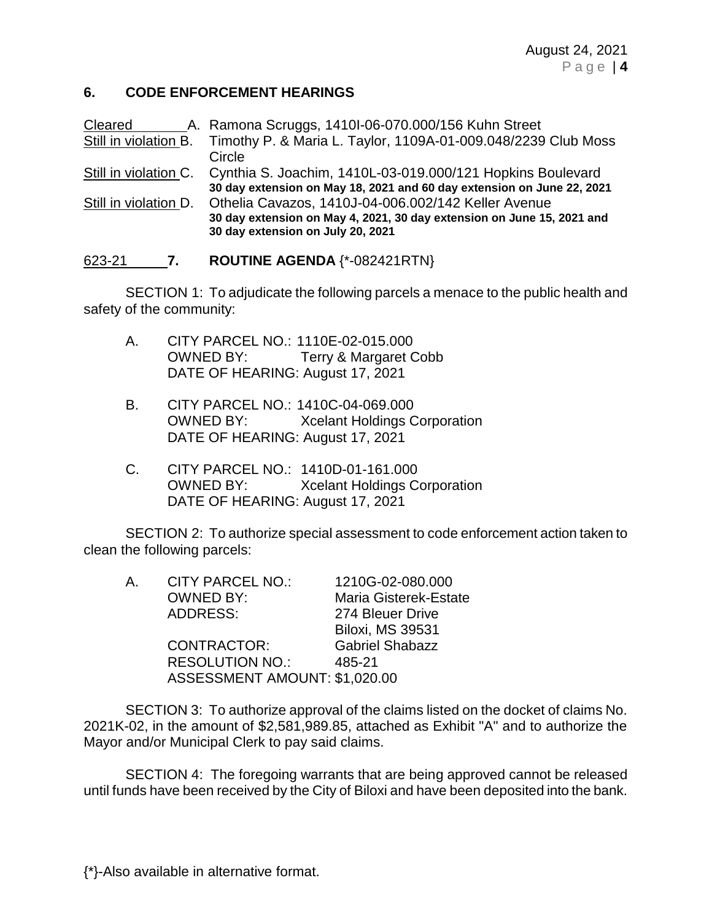## 6. CODE ENFORCEMENT HEARINGS

Cleared A. Ramona Scruggs, 1410I-06-070.000/156 Kuhn Street

Still in violation B. Timothy P. & Maria L. Taylor, 1109A-01-009.048/2239 Club Moss Circle

Still in violation C. Cynthia S. Joachim, 1410L-03-019.000/121 Hopkins Boulevard
**30 day extension on May 18, 2021 and 60 day extension on June 22, 2021**

Still in violation D. Othelia Cavazos, 1410J-04-006.002/142 Keller Avenue
**30 day extension on May 4, 2021, 30 day extension on June 15, 2021 and 30 day extension on July 20, 2021**

623-21 **7. ROUTINE AGENDA** {*-082421RTN}

SECTION 1: To adjudicate the following parcels a menace to the public health and safety of the community:

A. CITY PARCEL NO.: 1110E-02-015.000
OWNED BY: Terry & Margaret Cobb
DATE OF HEARING: August 17, 2021

B. CITY PARCEL NO.: 1410C-04-069.000
OWNED BY: Xcelant Holdings Corporation
DATE OF HEARING: August 17, 2021

C. CITY PARCEL NO.: 1410D-01-161.000
OWNED BY: Xcelant Holdings Corporation
DATE OF HEARING: August 17, 2021

SECTION 2: To authorize special assessment to code enforcement action taken to clean the following parcels:

A. CITY PARCEL NO.: 1210G-02-080.000
OWNED BY: Maria Gisterek-Estate
ADDRESS: 274 Bleuer Drive
Biloxi, MS 39531
CONTRACTOR: Gabriel Shabazz
RESOLUTION NO.: 485-21
ASSESSMENT AMOUNT: $1,020.00

SECTION 3: To authorize approval of the claims listed on the docket of claims No. 2021K-02, in the amount of $2,581,989.85, attached as Exhibit "A" and to authorize the Mayor and/or Municipal Clerk to pay said claims.

SECTION 4: The foregoing warrants that are being approved cannot be released until funds have been received by the City of Biloxi and have been deposited into the bank.

{*}-Also available in alternative format.